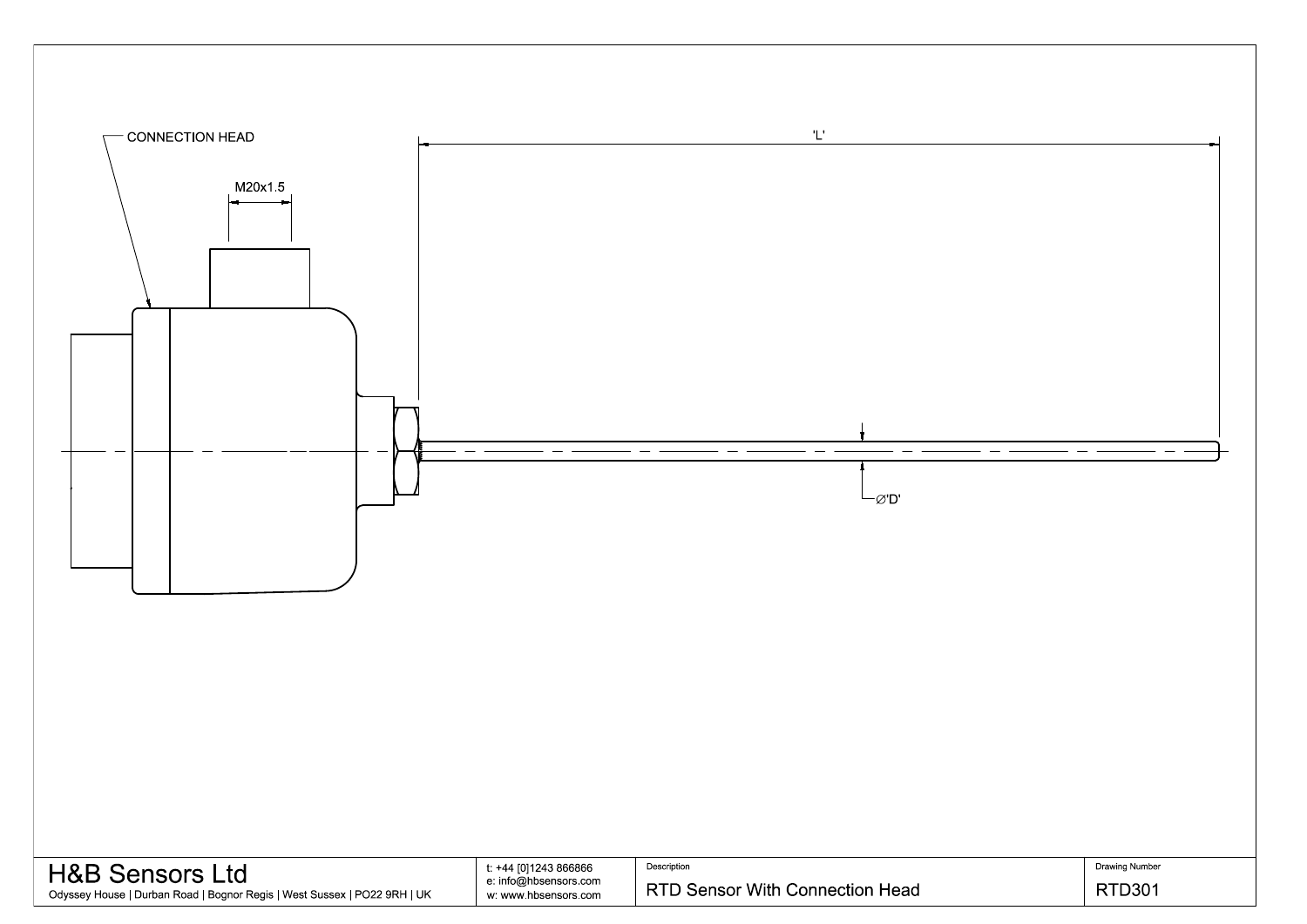CONNECTION HEAD

M20x1.5

'L'

Ø'D'

| H&B Sensors Ltd | t: +44 [0]1243 866866 | Description | Drawing Number |
|---|---|---|---|
| Odyssey House \| Durban Road \| Bognor Regis \| West Sussex \| PO22 9RH \| UK | e: info@hbsensors.com<br>w: www.hbsensors.com | RTD Sensor With Connection Head | RTD301 |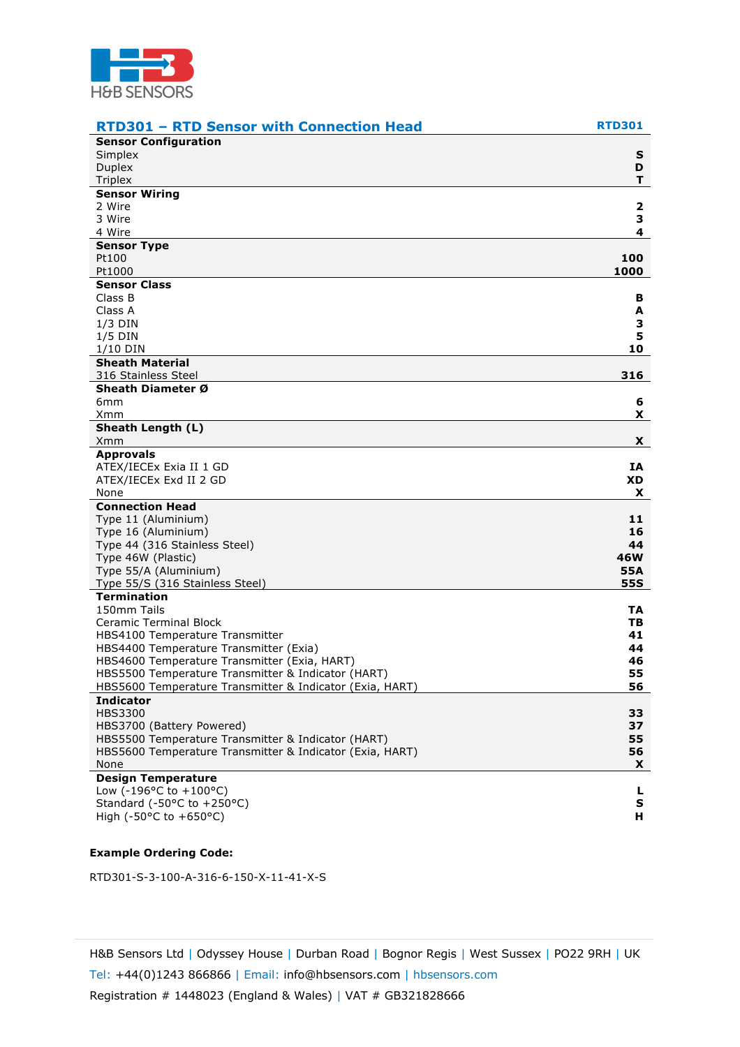## RTD301 – RTD Sensor with Connection Head

| | RTD301 |
|---|---|
| **Sensor Configuration** | |
| Simplex | **S** |
| Duplex | **D** |
| Triplex | **T** |
| **Sensor Wiring** | |
| 2 Wire | **2** |
| 3 Wire | **3** |
| 4 Wire | **4** |
| **Sensor Type** | |
| Pt100 | **100** |
| Pt1000 | **1000** |
| **Sensor Class** | |
| Class B | **B** |
| Class A | **A** |
| 1/3 DIN | **3** |
| 1/5 DIN | **5** |
| 1/10 DIN | **10** |
| **Sheath Material** | |
| 316 Stainless Steel | **316** |
| **Sheath Diameter Ø** | |
| 6mm | **6** |
| Xmm | **X** |
| **Sheath Length (L)** | |
| Xmm | **X** |
| **Approvals** | |
| ATEX/IECEx Exia II 1 GD | **IA** |
| ATEX/IECEx Exd II 2 GD | **XD** |
| None | **X** |
| **Connection Head** | |
| Type 11 (Aluminium) | **11** |
| Type 16 (Aluminium) | **16** |
| Type 44 (316 Stainless Steel) | **44** |
| Type 46W (Plastic) | **46W** |
| Type 55/A (Aluminium) | **55A** |
| Type 55/S (316 Stainless Steel) | **55S** |
| **Termination** | |
| 150mm Tails | **TA** |
| Ceramic Terminal Block | **TB** |
| HBS4100 Temperature Transmitter | **41** |
| HBS4400 Temperature Transmitter (Exia) | **44** |
| HBS4600 Temperature Transmitter (Exia, HART) | **46** |
| HBS5500 Temperature Transmitter & Indicator (HART) | **55** |
| HBS5600 Temperature Transmitter & Indicator (Exia, HART) | **56** |
| **Indicator** | |
| HBS3300 | **33** |
| HBS3700 (Battery Powered) | **37** |
| HBS5500 Temperature Transmitter & Indicator (HART) | **55** |
| HBS5600 Temperature Transmitter & Indicator (Exia, HART) | **56** |
| None | **X** |
| **Design Temperature** | |
| Low (-196°C to +100°C) | **L** |
| Standard (-50°C to +250°C) | **S** |
| High (-50°C to +650°C) | **H** |

**Example Ordering Code:**

RTD301-S-3-100-A-316-6-150-X-11-41-X-S

H&B Sensors Ltd | Odyssey House | Durban Road | Bognor Regis | West Sussex | PO22 9RH | UK
Tel: +44(0)1243 866866 | Email: info@hbsensors.com | hbsensors.com
Registration # 1448023 (England & Wales) | VAT # GB321828666